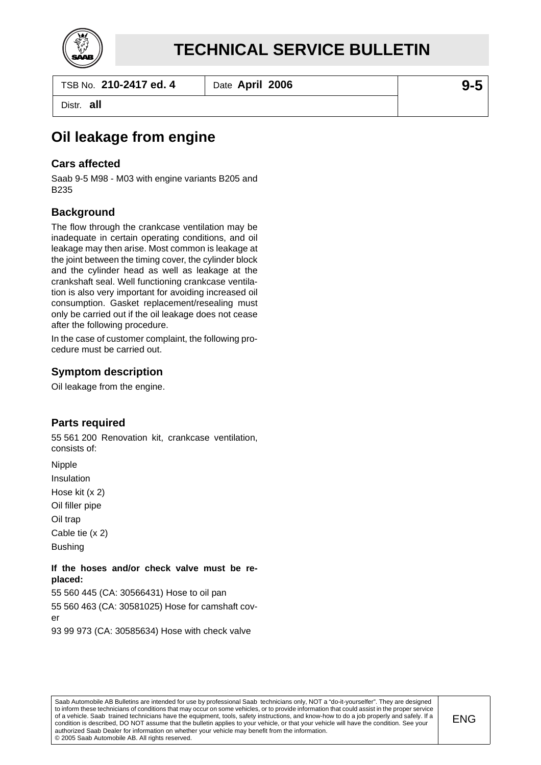# TECHNICAL SERVICE BULLETIN

| TSB No. **210-2417 ed. 4** | Date **April 2006** | **9-5** |
|---|---|---|
| Distr. **all** | | |

## Oil leakage from engine

### Cars affected

Saab 9-5 M98 - M03 with engine variants B205 and B235

### Background

The flow through the crankcase ventilation may be inadequate in certain operating conditions, and oil leakage may then arise. Most common is leakage at the joint between the timing cover, the cylinder block and the cylinder head as well as leakage at the crankshaft seal. Well functioning crankcase ventilation is also very important for avoiding increased oil consumption. Gasket replacement/resealing must only be carried out if the oil leakage does not cease after the following procedure.

In the case of customer complaint, the following procedure must be carried out.

### Symptom description

Oil leakage from the engine.

### Parts required

55 561 200 Renovation kit, crankcase ventilation, consists of:

Nipple

Insulation

Hose kit (x 2)

Oil filler pipe

Oil trap

Cable tie (x 2)

Bushing

**If the hoses and/or check valve must be replaced:**

55 560 445 (CA: 30566431) Hose to oil pan

55 560 463 (CA: 30581025) Hose for camshaft cover

93 99 973 (CA: 30585634) Hose with check valve

Saab Automobile AB Bulletins are intended for use by professional Saab technicians only, NOT a "do-it-yourselfer". They are designed to inform these technicians of conditions that may occur on some vehicles, or to provide information that could assist in the proper service of a vehicle. Saab trained technicians have the equipment, tools, safety instructions, and know-how to do a job properly and safely. If a condition is described, DO NOT assume that the bulletin applies to your vehicle, or that your vehicle will have the condition. See your authorized Saab Dealer for information on whether your vehicle may benefit from the information.
© 2005 Saab Automobile AB. All rights reserved.

ENG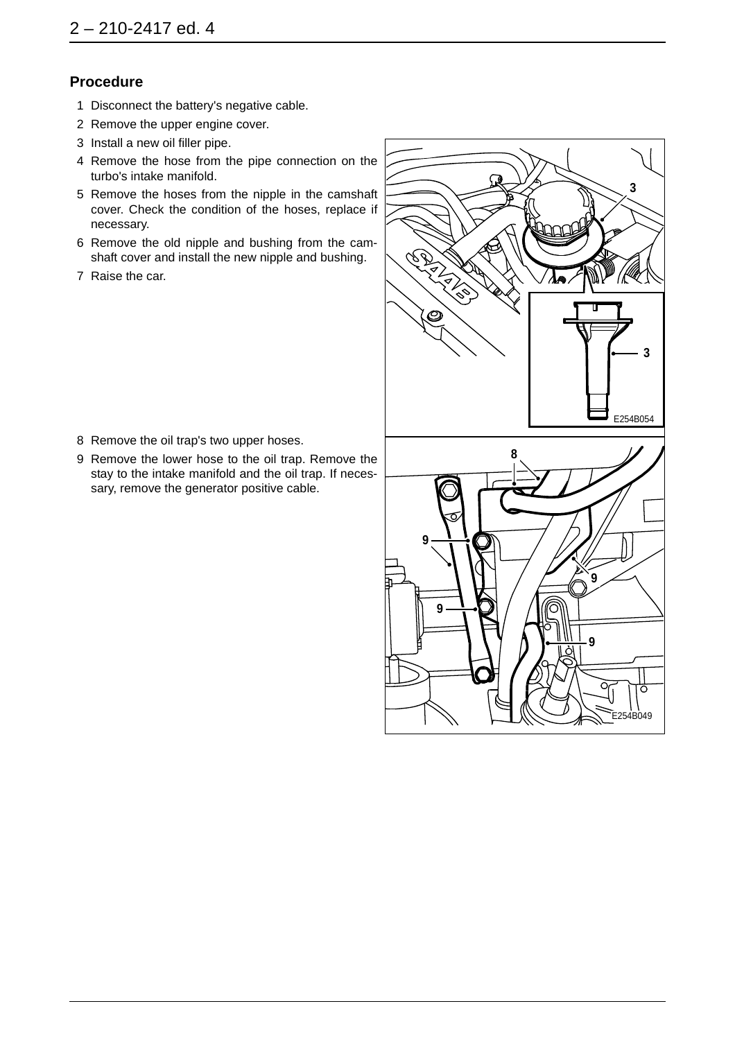## Procedure

1. Disconnect the battery's negative cable.
2. Remove the upper engine cover.
3. Install a new oil filler pipe.
4. Remove the hose from the pipe connection on the turbo's intake manifold.
5. Remove the hoses from the nipple in the camshaft cover. Check the condition of the hoses, replace if necessary.
6. Remove the old nipple and bushing from the camshaft cover and install the new nipple and bushing.
7. Raise the car.
8. Remove the oil trap's two upper hoses.
9. Remove the lower hose to the oil trap. Remove the stay to the intake manifold and the oil trap. If necessary, remove the generator positive cable.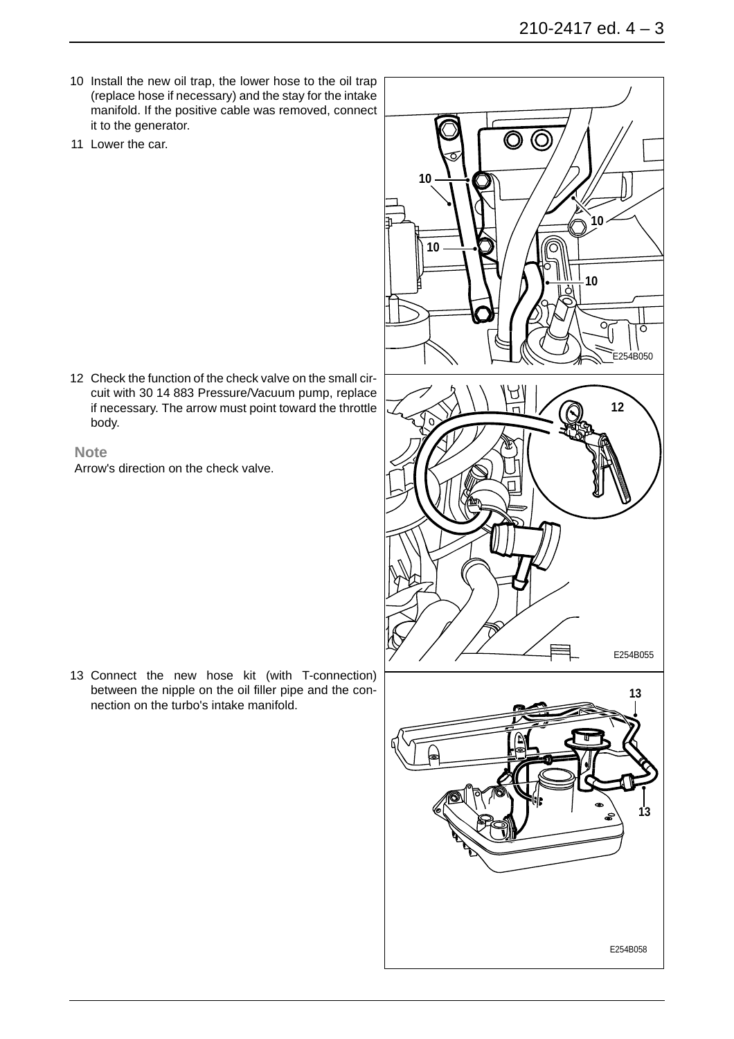10 Install the new oil trap, the lower hose to the oil trap (replace hose if necessary) and the stay for the intake manifold. If the positive cable was removed, connect it to the generator.

11 Lower the car.

12 Check the function of the check valve on the small circuit with 30 14 883 Pressure/Vacuum pump, replace if necessary. The arrow must point toward the throttle body.

**Note**

Arrow's direction on the check valve.

13 Connect the new hose kit (with T-connection) between the nipple on the oil filler pipe and the connection on the turbo's intake manifold.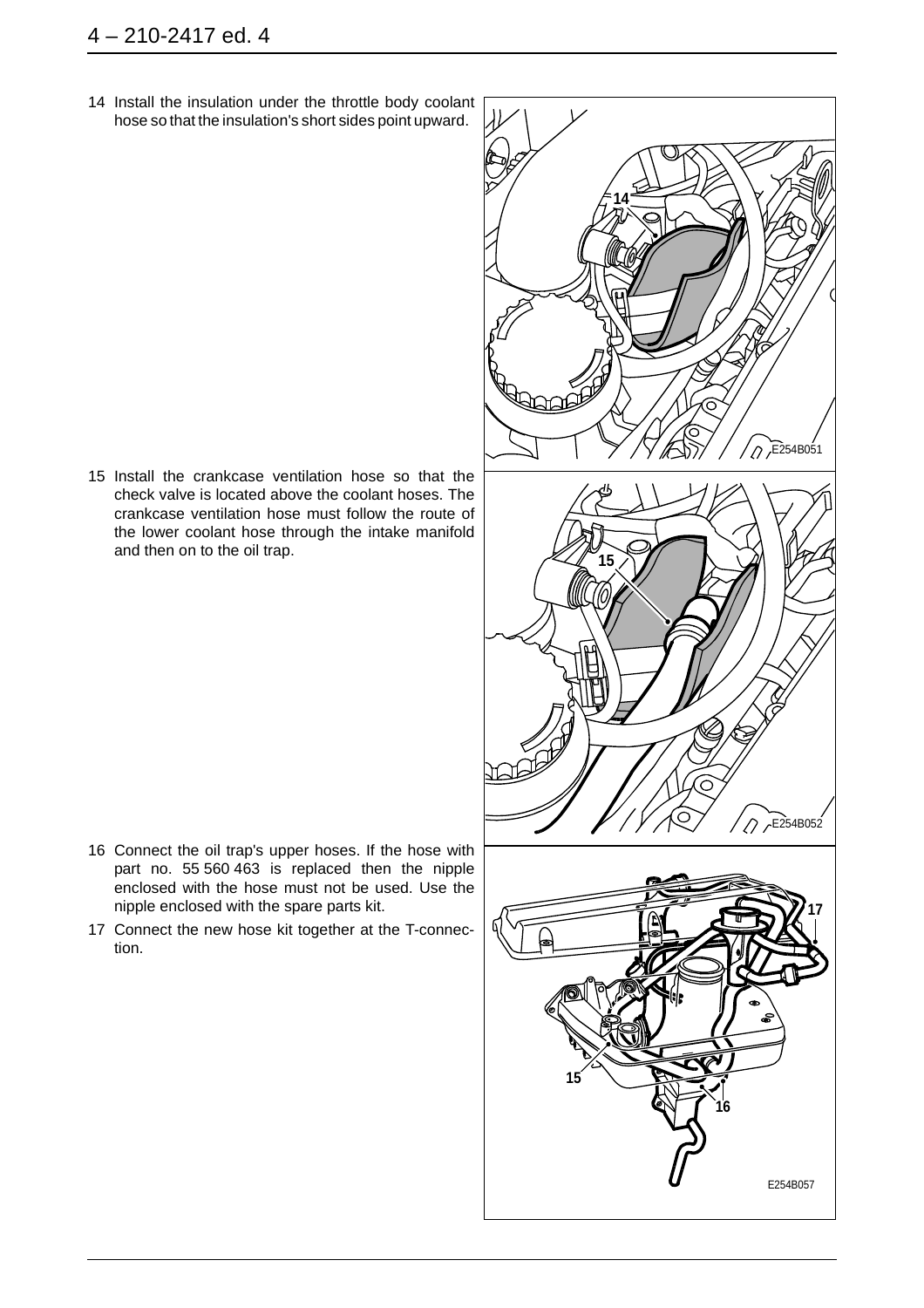14 Install the insulation under the throttle body coolant hose so that the insulation's short sides point upward.

15 Install the crankcase ventilation hose so that the check valve is located above the coolant hoses. The crankcase ventilation hose must follow the route of the lower coolant hose through the intake manifold and then on to the oil trap.

16 Connect the oil trap's upper hoses. If the hose with part no. 55 560 463 is replaced then the nipple enclosed with the hose must not be used. Use the nipple enclosed with the spare parts kit.

17 Connect the new hose kit together at the T-connection.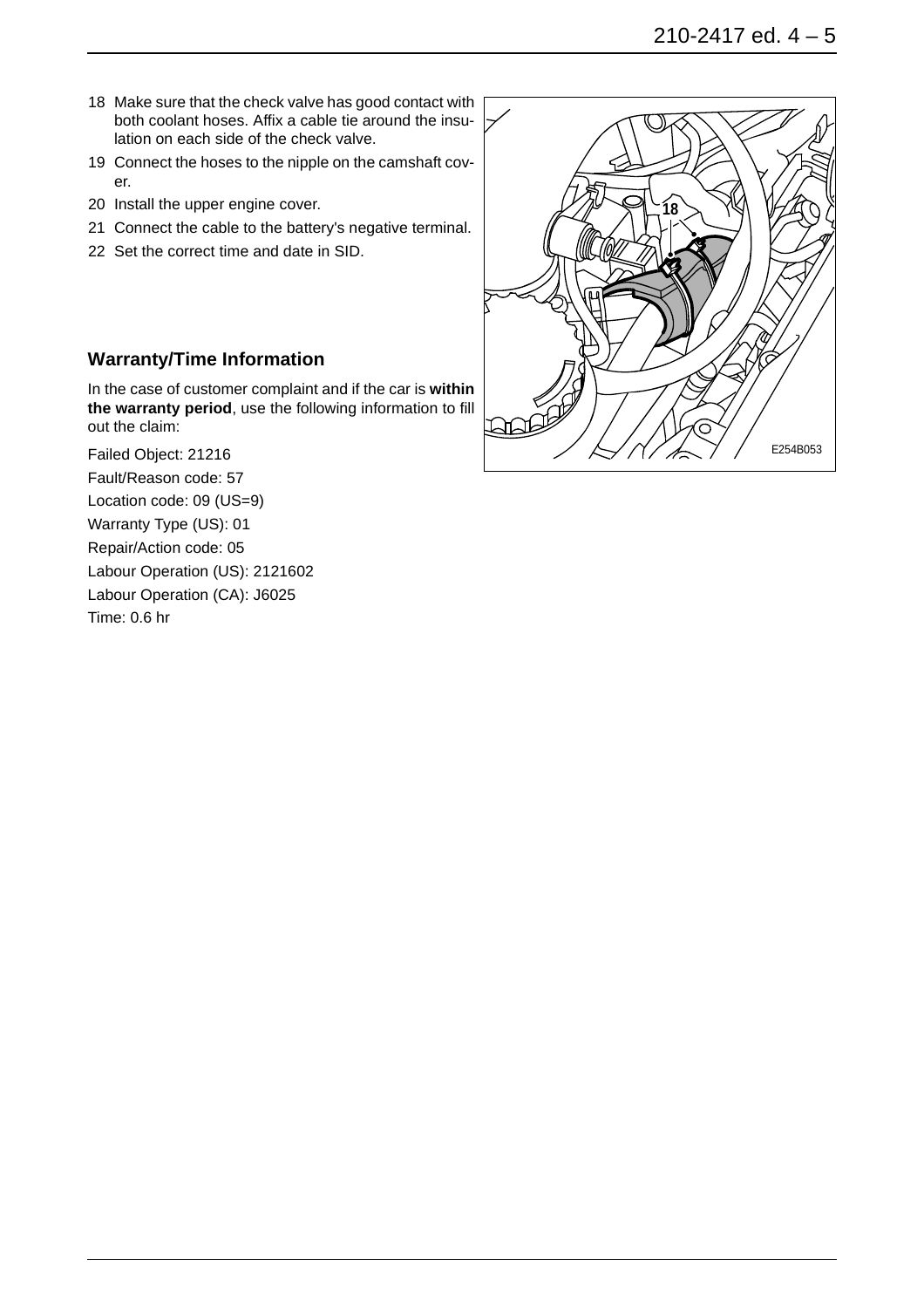18 Make sure that the check valve has good contact with both coolant hoses. Affix a cable tie around the insulation on each side of the check valve.

19 Connect the hoses to the nipple on the camshaft cover.

20 Install the upper engine cover.

21 Connect the cable to the battery's negative terminal.

22 Set the correct time and date in SID.

18

E254B053

## Warranty/Time Information

In the case of customer complaint and if the car is **within the warranty period**, use the following information to fill out the claim:

Failed Object: 21216

Fault/Reason code: 57

Location code: 09 (US=9)

Warranty Type (US): 01

Repair/Action code: 05

Labour Operation (US): 2121602

Labour Operation (CA): J6025

Time: 0.6 hr